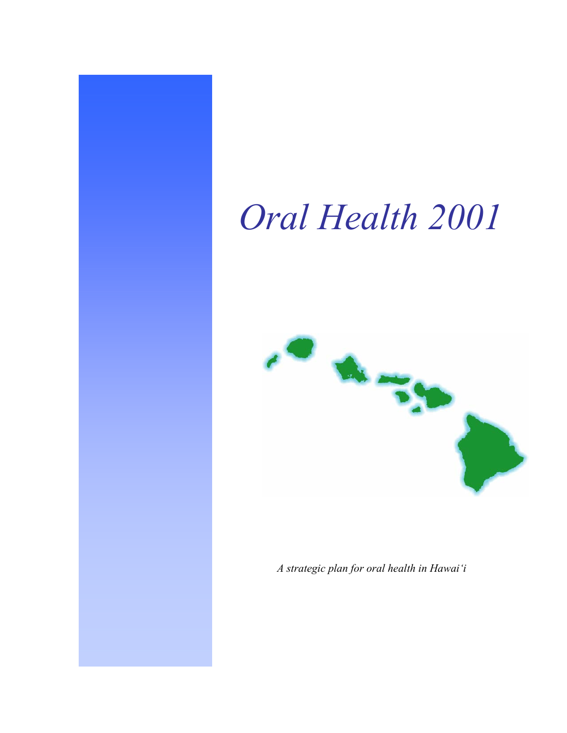# *Oral Health 2001*

*A strategic plan for oral health in Hawai'i*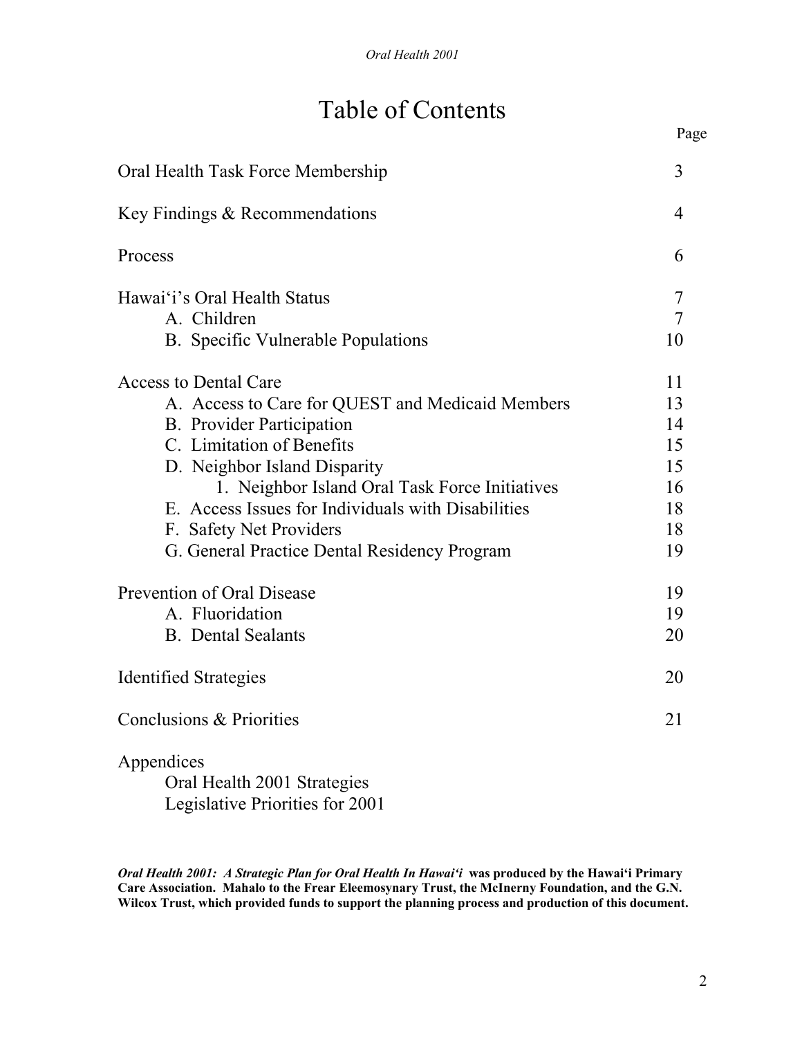# Table of Contents

| | Page |
|---|---|
| Oral Health Task Force Membership | 3 |
| Key Findings & Recommendations | 4 |
| Process | 6 |
| Hawai‘i’s Oral Health Status | 7 |
| A. Children | 7 |
| B. Specific Vulnerable Populations | 10 |
| Access to Dental Care | 11 |
| A. Access to Care for QUEST and Medicaid Members | 13 |
| B. Provider Participation | 14 |
| C. Limitation of Benefits | 15 |
| D. Neighbor Island Disparity | 15 |
| 1. Neighbor Island Oral Task Force Initiatives | 16 |
| E. Access Issues for Individuals with Disabilities | 18 |
| F. Safety Net Providers | 18 |
| G. General Practice Dental Residency Program | 19 |
| Prevention of Oral Disease | 19 |
| A. Fluoridation | 19 |
| B. Dental Sealants | 20 |
| Identified Strategies | 20 |
| Conclusions & Priorities | 21 |
| Appendices | |
| Oral Health 2001 Strategies | |
| Legislative Priorities for 2001 | |

***Oral Health 2001: A Strategic Plan for Oral Health In Hawai‘i*** **was produced by the Hawai‘i Primary Care Association. Mahalo to the Frear Eleemosynary Trust, the McInerny Foundation, and the G.N. Wilcox Trust, which provided funds to support the planning process and production of this document.**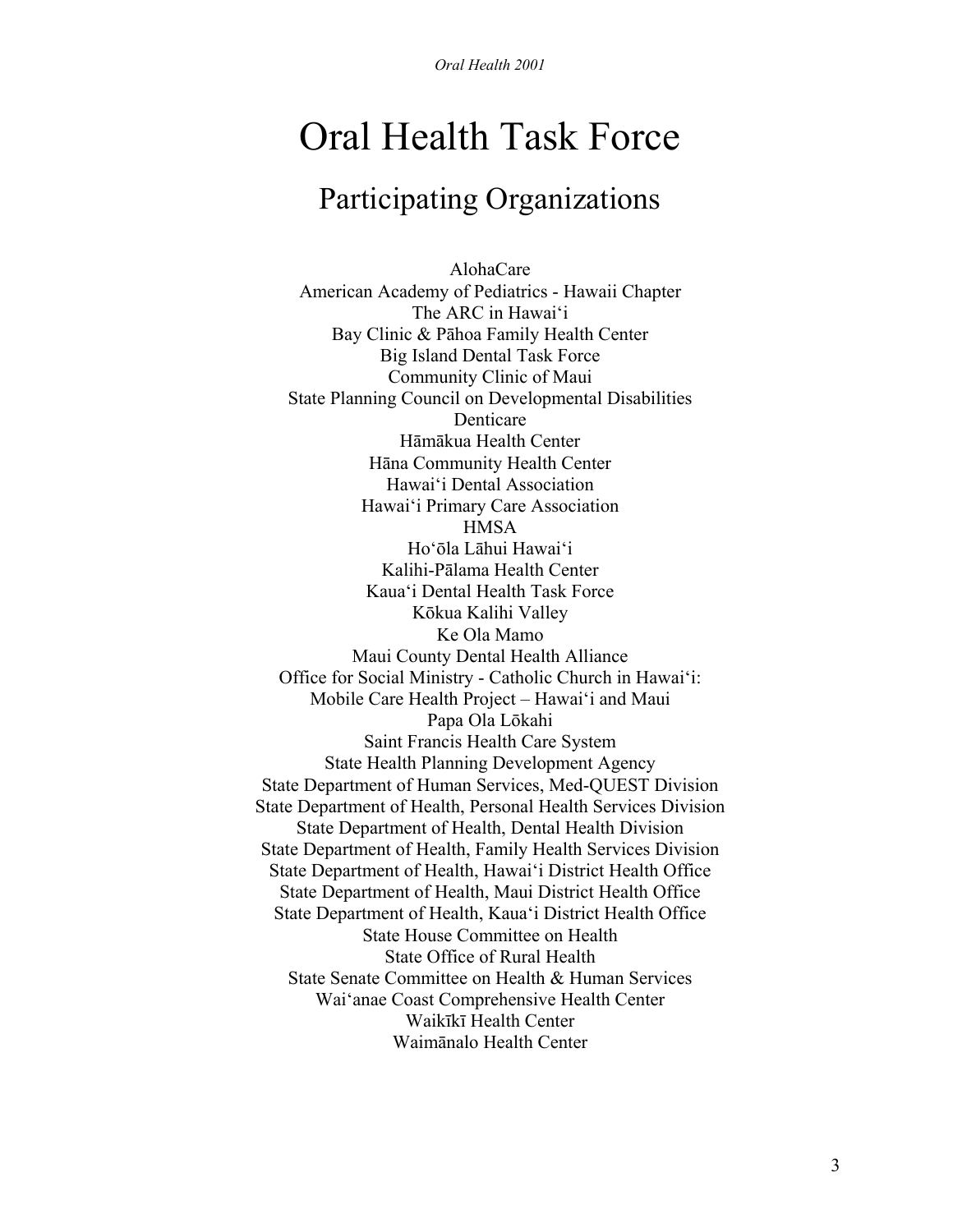# Oral Health Task Force

## Participating Organizations

AlohaCare  
American Academy of Pediatrics - Hawaii Chapter  
The ARC in Hawaiʻi  
Bay Clinic & Pāhoa Family Health Center  
Big Island Dental Task Force  
Community Clinic of Maui  
State Planning Council on Developmental Disabilities  
Denticare  
Hāmākua Health Center  
Hāna Community Health Center  
Hawaiʻi Dental Association  
Hawaiʻi Primary Care Association  
HMSA  
Hoʻōla Lāhui Hawaiʻi  
Kalihi-Pālama Health Center  
Kauaʻi Dental Health Task Force  
Kōkua Kalihi Valley  
Ke Ola Mamo  
Maui County Dental Health Alliance  
Office for Social Ministry - Catholic Church in Hawaiʻi:  
Mobile Care Health Project – Hawaiʻi and Maui  
Papa Ola Lōkahi  
Saint Francis Health Care System  
State Health Planning Development Agency  
State Department of Human Services, Med-QUEST Division  
State Department of Health, Personal Health Services Division  
State Department of Health, Dental Health Division  
State Department of Health, Family Health Services Division  
State Department of Health, Hawaiʻi District Health Office  
State Department of Health, Maui District Health Office  
State Department of Health, Kauaʻi District Health Office  
State House Committee on Health  
State Office of Rural Health  
State Senate Committee on Health & Human Services  
Waiʻanae Coast Comprehensive Health Center  
Waikīkī Health Center  
Waimānalo Health Center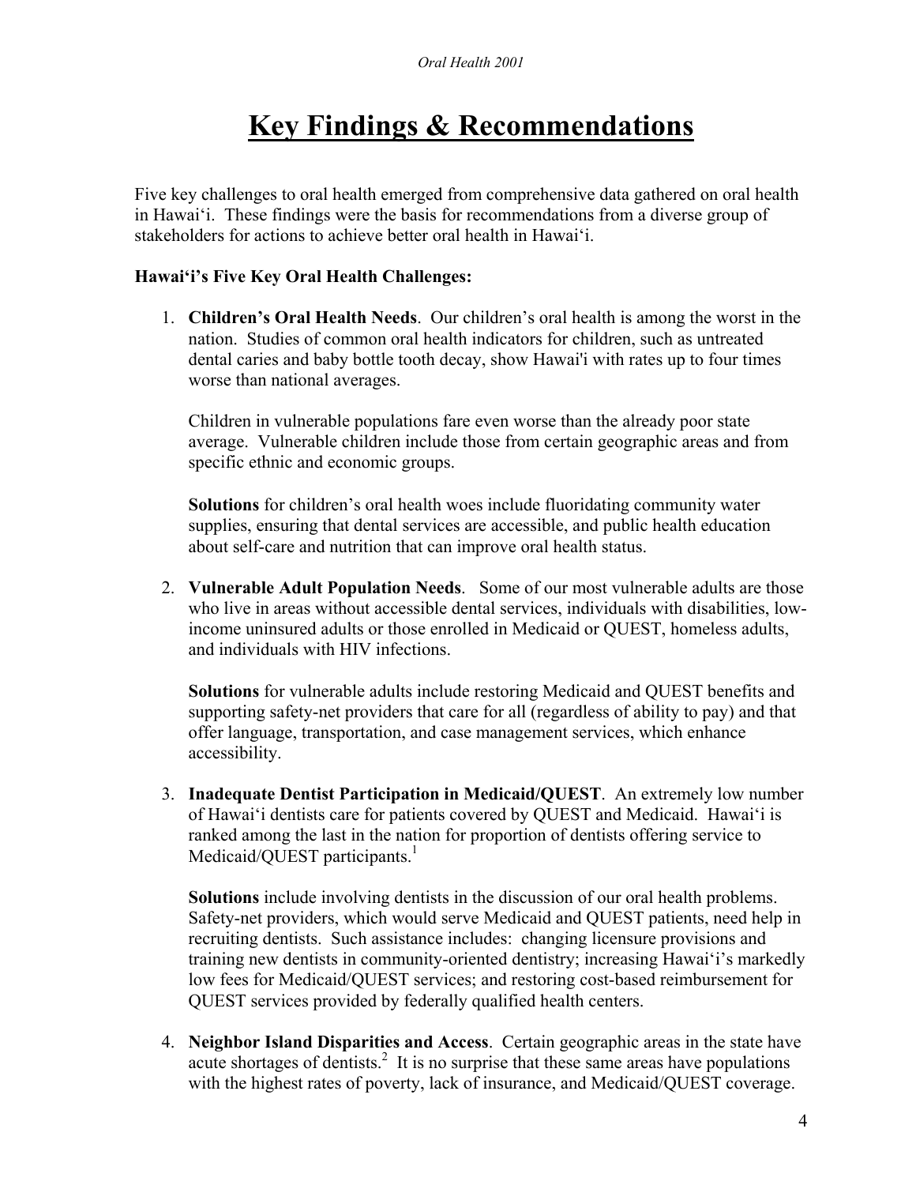# Key Findings & Recommendations

Five key challenges to oral health emerged from comprehensive data gathered on oral health in Hawai'i. These findings were the basis for recommendations from a diverse group of stakeholders for actions to achieve better oral health in Hawai'i.

**Hawai'i's Five Key Oral Health Challenges:**

1. **Children's Oral Health Needs**. Our children's oral health is among the worst in the nation. Studies of common oral health indicators for children, such as untreated dental caries and baby bottle tooth decay, show Hawai'i with rates up to four times worse than national averages.

   Children in vulnerable populations fare even worse than the already poor state average. Vulnerable children include those from certain geographic areas and from specific ethnic and economic groups.

   **Solutions** for children's oral health woes include fluoridating community water supplies, ensuring that dental services are accessible, and public health education about self-care and nutrition that can improve oral health status.

2. **Vulnerable Adult Population Needs**. Some of our most vulnerable adults are those who live in areas without accessible dental services, individuals with disabilities, low-income uninsured adults or those enrolled in Medicaid or QUEST, homeless adults, and individuals with HIV infections.

   **Solutions** for vulnerable adults include restoring Medicaid and QUEST benefits and supporting safety-net providers that care for all (regardless of ability to pay) and that offer language, transportation, and case management services, which enhance accessibility.

3. **Inadequate Dentist Participation in Medicaid/QUEST**. An extremely low number of Hawai'i dentists care for patients covered by QUEST and Medicaid. Hawai'i is ranked among the last in the nation for proportion of dentists offering service to Medicaid/QUEST participants.[1]

   **Solutions** include involving dentists in the discussion of our oral health problems. Safety-net providers, which would serve Medicaid and QUEST patients, need help in recruiting dentists. Such assistance includes: changing licensure provisions and training new dentists in community-oriented dentistry; increasing Hawai'i's markedly low fees for Medicaid/QUEST services; and restoring cost-based reimbursement for QUEST services provided by federally qualified health centers.

4. **Neighbor Island Disparities and Access**. Certain geographic areas in the state have acute shortages of dentists.[2] It is no surprise that these same areas have populations with the highest rates of poverty, lack of insurance, and Medicaid/QUEST coverage.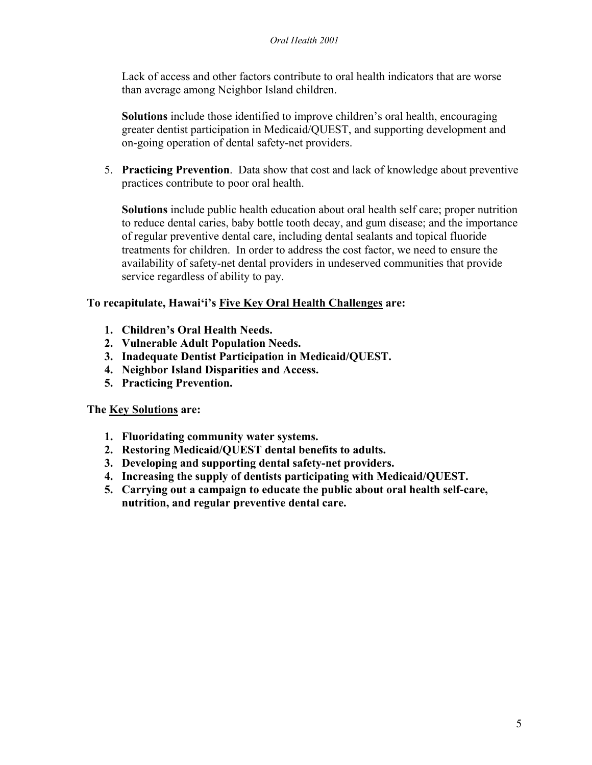Lack of access and other factors contribute to oral health indicators that are worse than average among Neighbor Island children.

**Solutions** include those identified to improve children's oral health, encouraging greater dentist participation in Medicaid/QUEST, and supporting development and on-going operation of dental safety-net providers.

5. **Practicing Prevention**. Data show that cost and lack of knowledge about preventive practices contribute to poor oral health.

   **Solutions** include public health education about oral health self care; proper nutrition to reduce dental caries, baby bottle tooth decay, and gum disease; and the importance of regular preventive dental care, including dental sealants and topical fluoride treatments for children. In order to address the cost factor, we need to ensure the availability of safety-net dental providers in undeserved communities that provide service regardless of ability to pay.

**To recapitulate, Hawai'i's Five Key Oral Health Challenges are:**

1. **Children's Oral Health Needs.**
2. **Vulnerable Adult Population Needs.**
3. **Inadequate Dentist Participation in Medicaid/QUEST.**
4. **Neighbor Island Disparities and Access.**
5. **Practicing Prevention.**

**The Key Solutions are:**

1. **Fluoridating community water systems.**
2. **Restoring Medicaid/QUEST dental benefits to adults.**
3. **Developing and supporting dental safety-net providers.**
4. **Increasing the supply of dentists participating with Medicaid/QUEST.**
5. **Carrying out a campaign to educate the public about oral health self-care, nutrition, and regular preventive dental care.**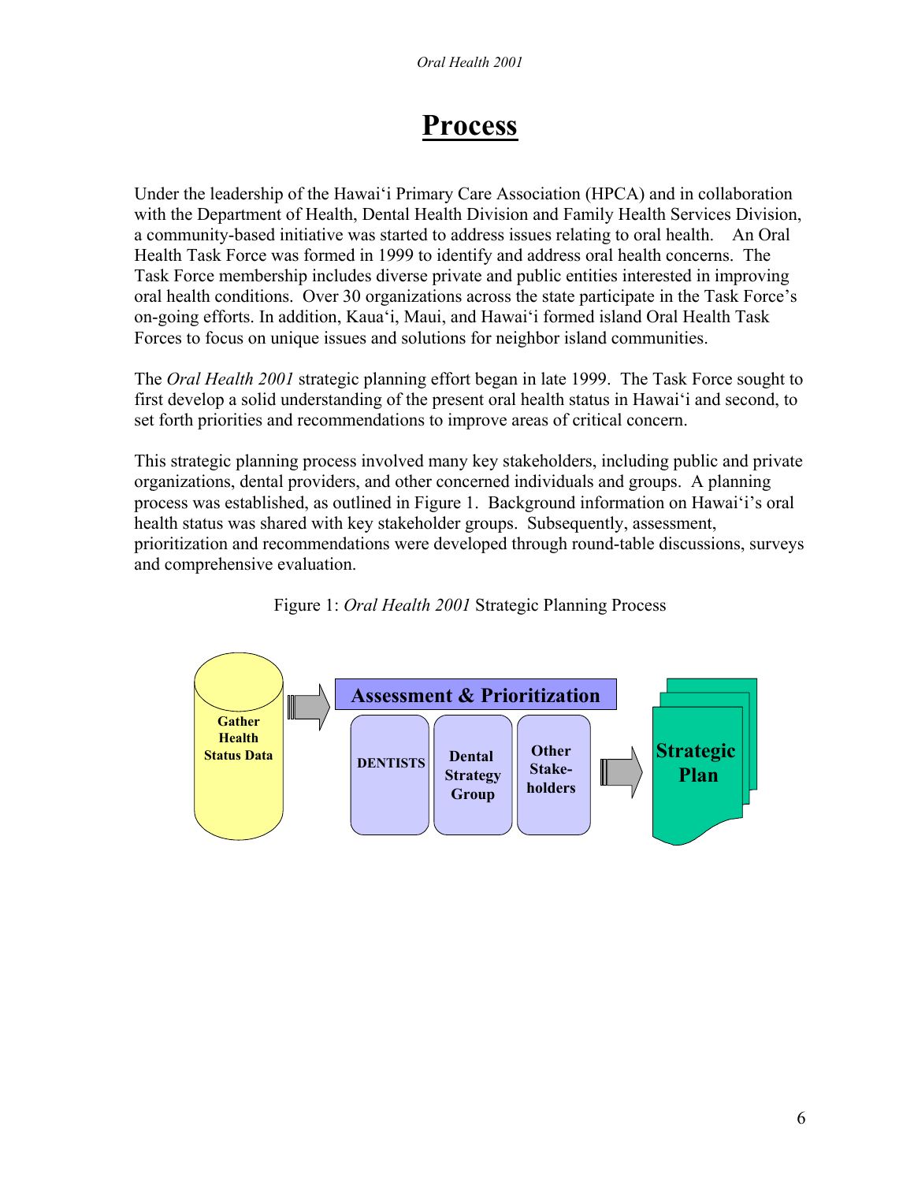# Process

Under the leadership of the Hawai'i Primary Care Association (HPCA) and in collaboration with the Department of Health, Dental Health Division and Family Health Services Division, a community-based initiative was started to address issues relating to oral health. An Oral Health Task Force was formed in 1999 to identify and address oral health concerns. The Task Force membership includes diverse private and public entities interested in improving oral health conditions. Over 30 organizations across the state participate in the Task Force's on-going efforts. In addition, Kaua'i, Maui, and Hawai'i formed island Oral Health Task Forces to focus on unique issues and solutions for neighbor island communities.

The *Oral Health 2001* strategic planning effort began in late 1999. The Task Force sought to first develop a solid understanding of the present oral health status in Hawai'i and second, to set forth priorities and recommendations to improve areas of critical concern.

This strategic planning process involved many key stakeholders, including public and private organizations, dental providers, and other concerned individuals and groups. A planning process was established, as outlined in Figure 1. Background information on Hawai'i's oral health status was shared with key stakeholder groups. Subsequently, assessment, prioritization and recommendations were developed through round-table discussions, surveys and comprehensive evaluation.

Figure 1: *Oral Health 2001* Strategic Planning Process

Gather Health Status Data → Assessment & Prioritization (DENTISTS | Dental Strategy Group | Other Stake-holders) → Strategic Plan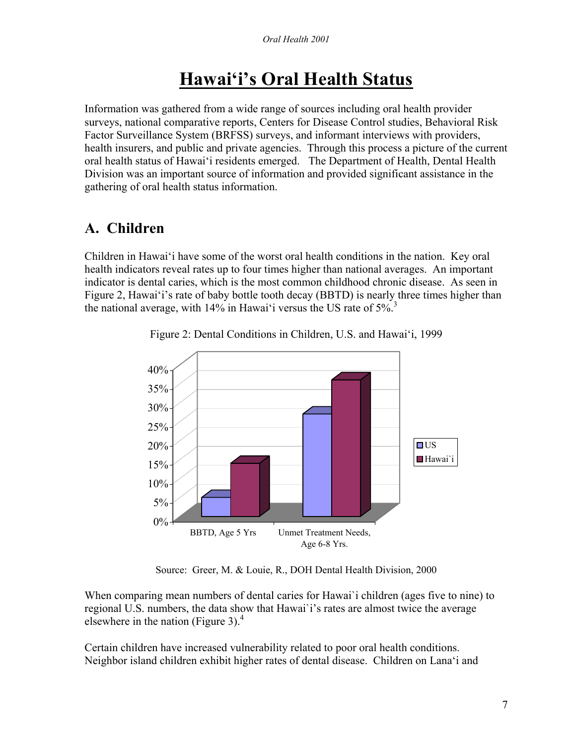# Hawai'i's Oral Health Status

Information was gathered from a wide range of sources including oral health provider surveys, national comparative reports, Centers for Disease Control studies, Behavioral Risk Factor Surveillance System (BRFSS) surveys, and informant interviews with providers, health insurers, and public and private agencies. Through this process a picture of the current oral health status of Hawai'i residents emerged. The Department of Health, Dental Health Division was an important source of information and provided significant assistance in the gathering of oral health status information.

## A. Children

Children in Hawai'i have some of the worst oral health conditions in the nation. Key oral health indicators reveal rates up to four times higher than national averages. An important indicator is dental caries, which is the most common childhood chronic disease. As seen in Figure 2, Hawai'i's rate of baby bottle tooth decay (BBTD) is nearly three times higher than the national average, with 14% in Hawai'i versus the US rate of 5%.[3]

Figure 2: Dental Conditions in Children, U.S. and Hawai'i, 1999

Source: Greer, M. & Louie, R., DOH Dental Health Division, 2000

When comparing mean numbers of dental caries for Hawai`i children (ages five to nine) to regional U.S. numbers, the data show that Hawai`i's rates are almost twice the average elsewhere in the nation (Figure 3).[4]

Certain children have increased vulnerability related to poor oral health conditions. Neighbor island children exhibit higher rates of dental disease. Children on Lana'i and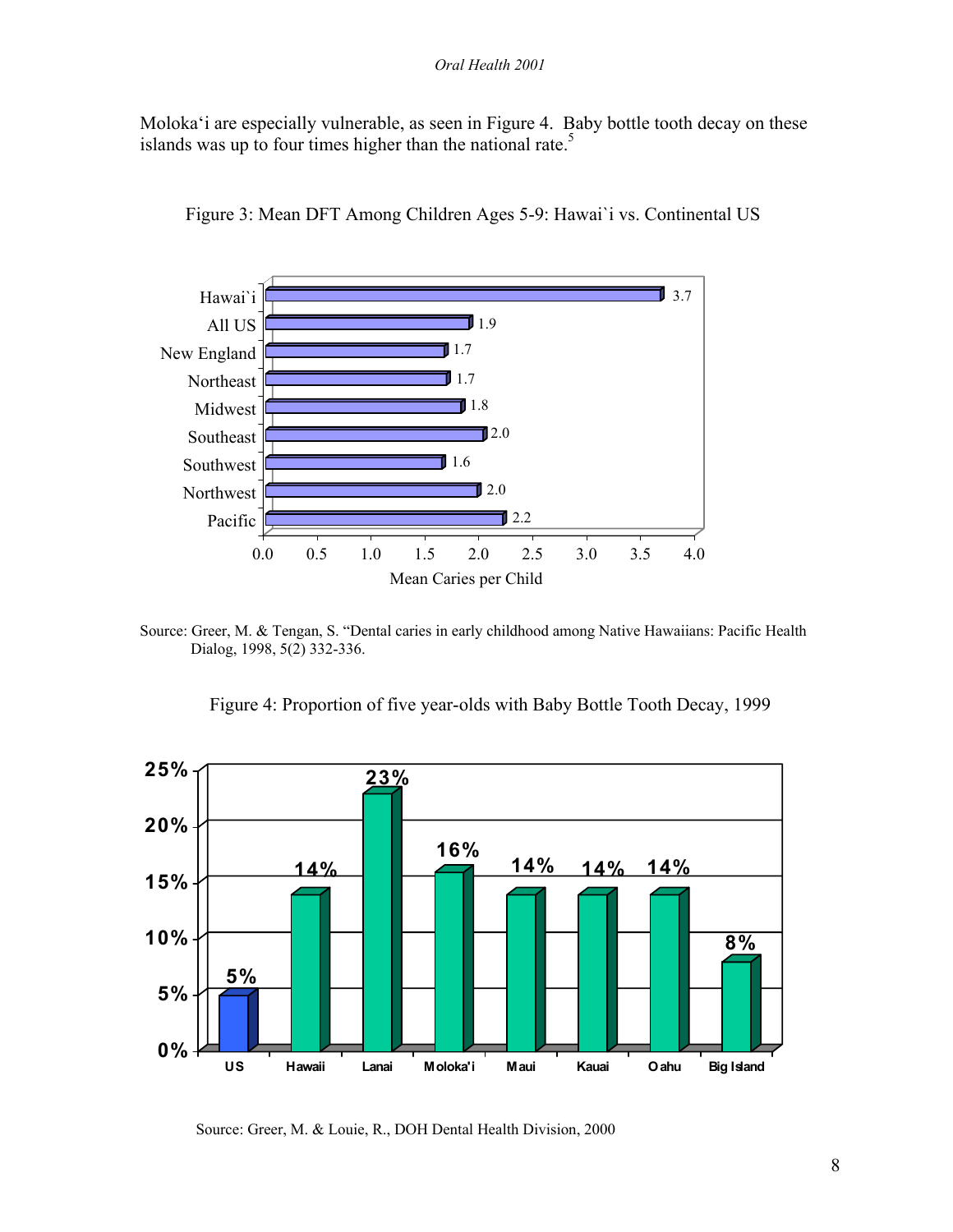Moloka'i are especially vulnerable, as seen in Figure 4. Baby bottle tooth decay on these islands was up to four times higher than the national rate.[5]

Figure 3: Mean DFT Among Children Ages 5-9: Hawai`i vs. Continental US

| Region | Mean Caries per Child |
|---|---|
| Hawai`i | 3.7 |
| All US | 1.9 |
| New England | 1.7 |
| Northeast | 1.7 |
| Midwest | 1.8 |
| Southeast | 2.0 |
| Southwest | 1.6 |
| Northwest | 2.0 |
| Pacific | 2.2 |

Source: Greer, M. & Tengan, S. "Dental caries in early childhood among Native Hawaiians: Pacific Health Dialog, 1998, 5(2) 332-336.

Figure 4: Proportion of five year-olds with Baby Bottle Tooth Decay, 1999

| Location | Proportion |
|---|---|
| US | 5% |
| Hawaii | 14% |
| Lanai | 23% |
| Moloka'i | 16% |
| Maui | 14% |
| Kauai | 14% |
| Oahu | 14% |
| Big Island | 8% |

Source: Greer, M. & Louie, R., DOH Dental Health Division, 2000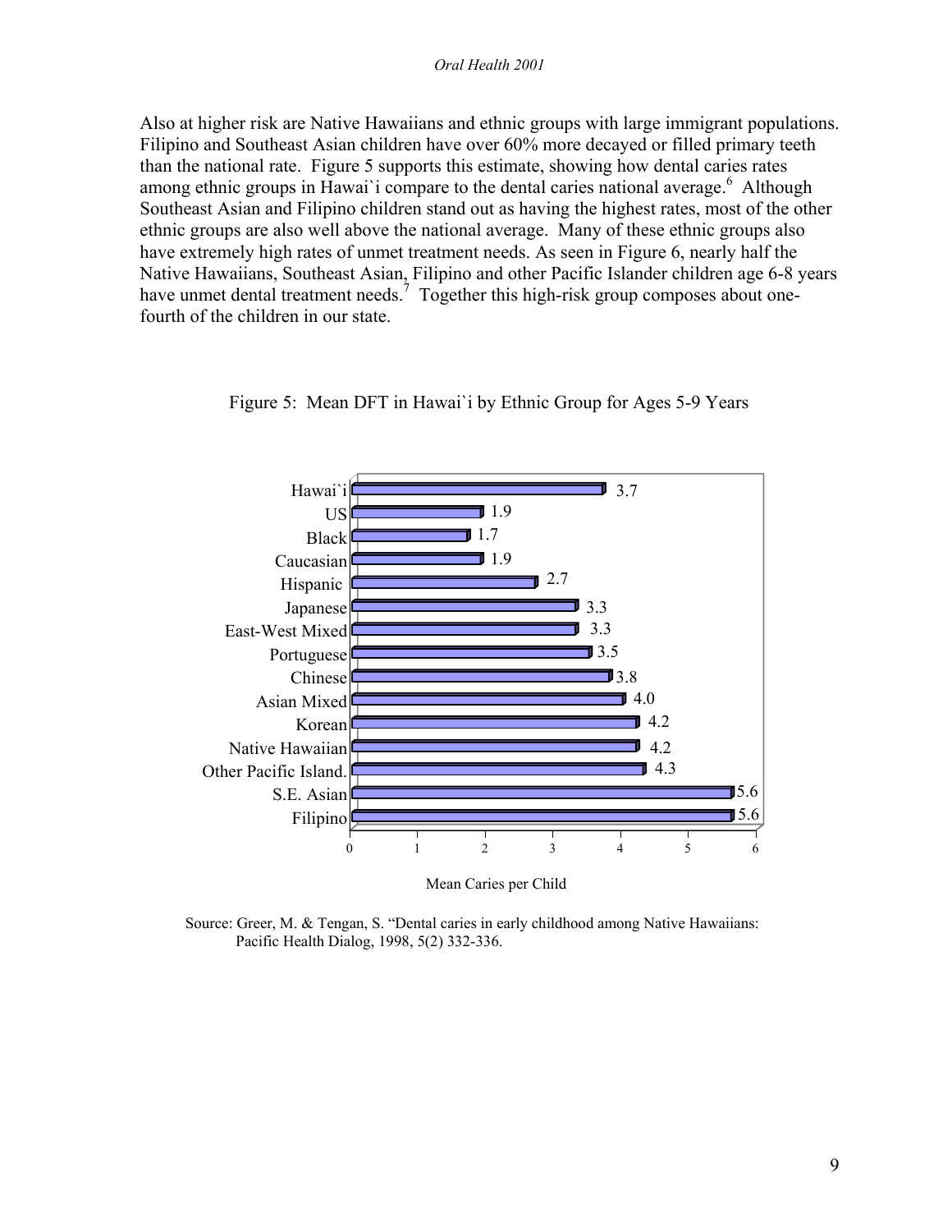Also at higher risk are Native Hawaiians and ethnic groups with large immigrant populations. Filipino and Southeast Asian children have over 60% more decayed or filled primary teeth than the national rate. Figure 5 supports this estimate, showing how dental caries rates among ethnic groups in Hawai`i compare to the dental caries national average.[6] Although Southeast Asian and Filipino children stand out as having the highest rates, most of the other ethnic groups are also well above the national average. Many of these ethnic groups also have extremely high rates of unmet treatment needs. As seen in Figure 6, nearly half the Native Hawaiians, Southeast Asian, Filipino and other Pacific Islander children age 6-8 years have unmet dental treatment needs.[7] Together this high-risk group composes about one-fourth of the children in our state.

Figure 5: Mean DFT in Hawai`i by Ethnic Group for Ages 5-9 Years

| Group | Mean Caries per Child |
| --- | --- |
| Hawai`i | 3.7 |
| US | 1.9 |
| Black | 1.7 |
| Caucasian | 1.9 |
| Hispanic | 2.7 |
| Japanese | 3.3 |
| East-West Mixed | 3.3 |
| Portuguese | 3.5 |
| Chinese | 3.8 |
| Asian Mixed | 4.0 |
| Korean | 4.2 |
| Native Hawaiian | 4.2 |
| Other Pacific Island. | 4.3 |
| S.E. Asian | 5.6 |
| Filipino | 5.6 |

Source: Greer, M. & Tengan, S. "Dental caries in early childhood among Native Hawaiians: Pacific Health Dialog, 1998, 5(2) 332-336.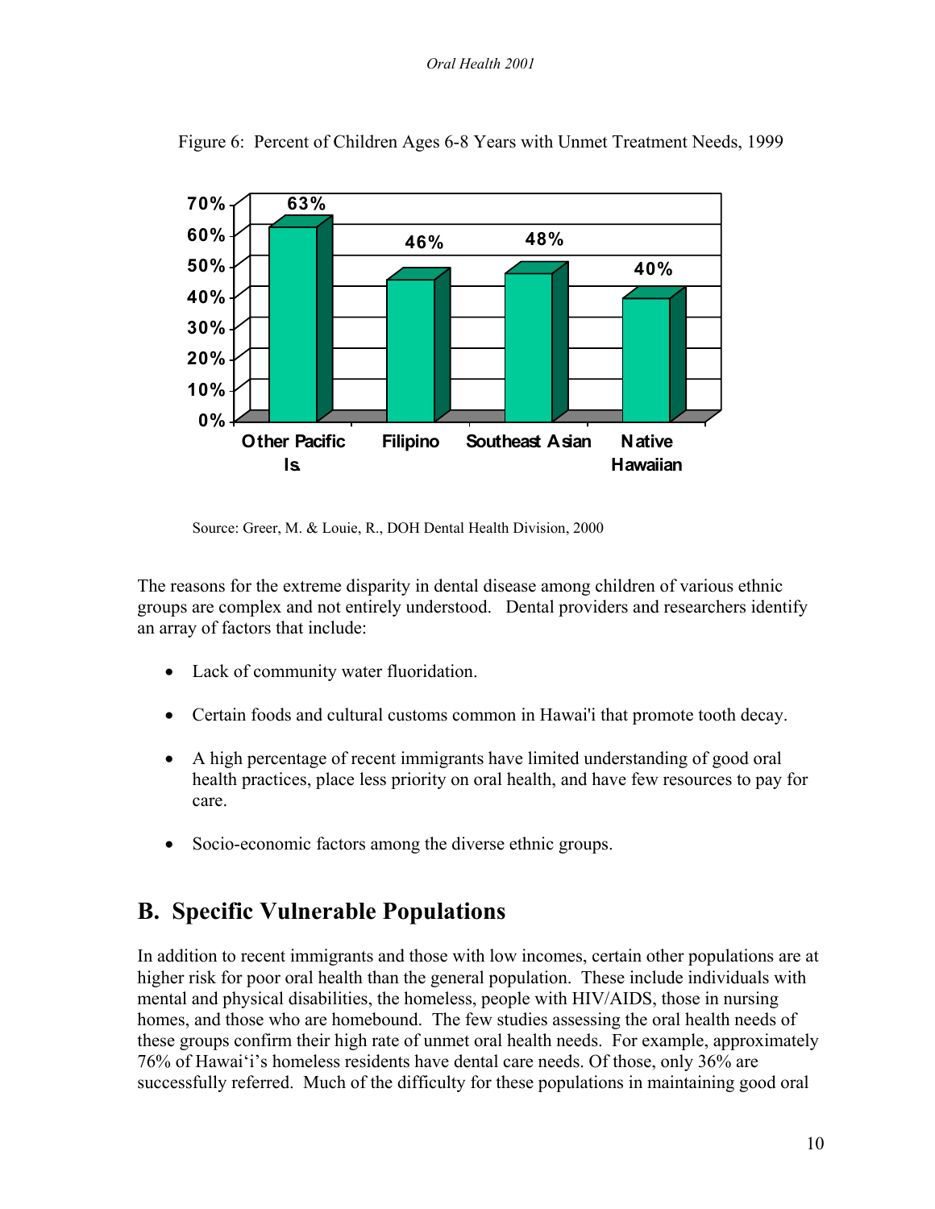Figure 6: Percent of Children Ages 6-8 Years with Unmet Treatment Needs, 1999

| Other Pacific Is. | Filipino | Southeast Asian | Native Hawaiian |
|---|---|---|---|
| 63% | 46% | 48% | 40% |

Source: Greer, M. & Louie, R., DOH Dental Health Division, 2000

The reasons for the extreme disparity in dental disease among children of various ethnic groups are complex and not entirely understood. Dental providers and researchers identify an array of factors that include:

- Lack of community water fluoridation.
- Certain foods and cultural customs common in Hawai'i that promote tooth decay.
- A high percentage of recent immigrants have limited understanding of good oral health practices, place less priority on oral health, and have few resources to pay for care.
- Socio-economic factors among the diverse ethnic groups.

## B. Specific Vulnerable Populations

In addition to recent immigrants and those with low incomes, certain other populations are at higher risk for poor oral health than the general population. These include individuals with mental and physical disabilities, the homeless, people with HIV/AIDS, those in nursing homes, and those who are homebound. The few studies assessing the oral health needs of these groups confirm their high rate of unmet oral health needs. For example, approximately 76% of Hawai'i's homeless residents have dental care needs. Of those, only 36% are successfully referred. Much of the difficulty for these populations in maintaining good oral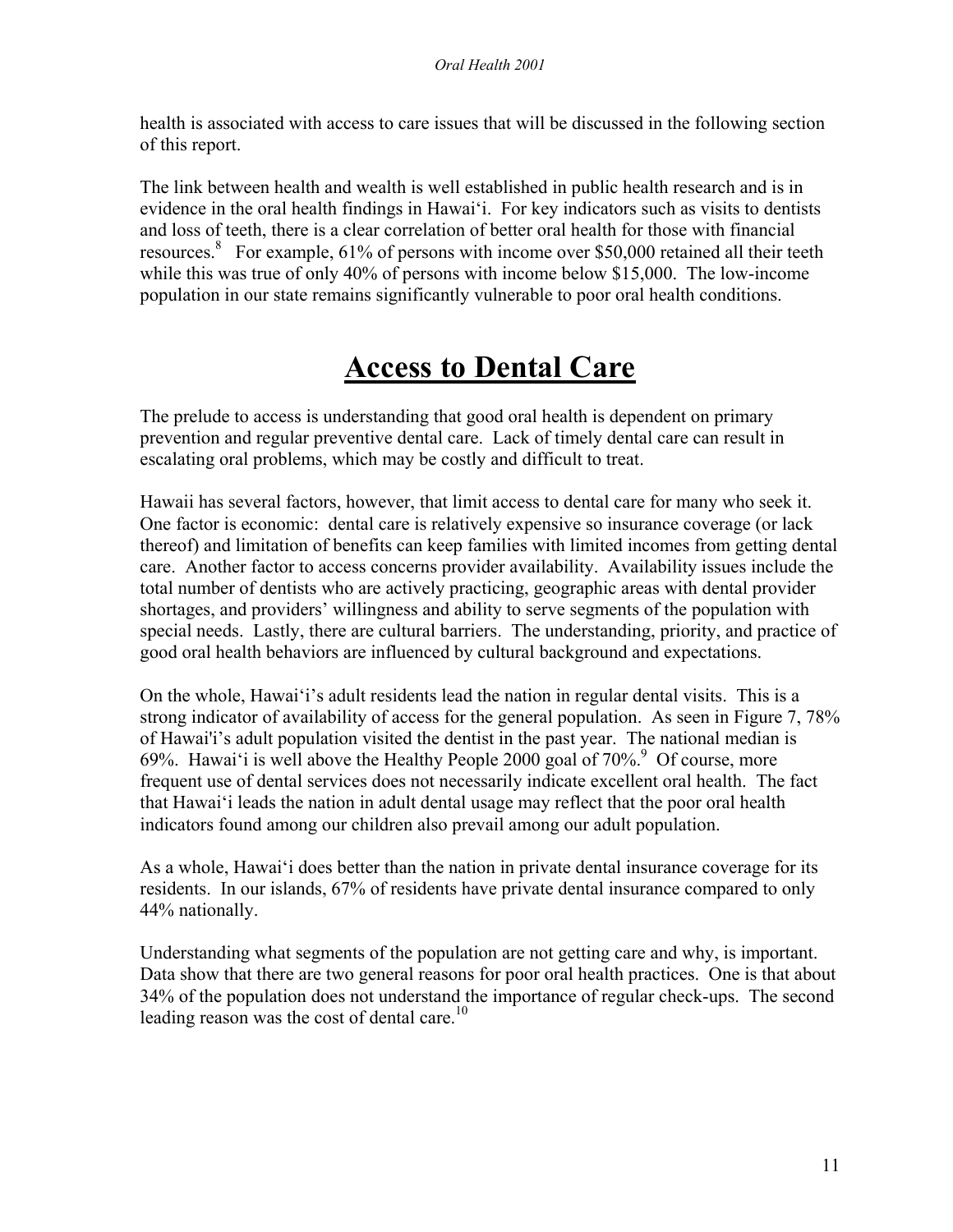health is associated with access to care issues that will be discussed in the following section of this report.

The link between health and wealth is well established in public health research and is in evidence in the oral health findings in Hawai'i. For key indicators such as visits to dentists and loss of teeth, there is a clear correlation of better oral health for those with financial resources.[8] For example, 61% of persons with income over $50,000 retained all their teeth while this was true of only 40% of persons with income below $15,000. The low-income population in our state remains significantly vulnerable to poor oral health conditions.

# Access to Dental Care

The prelude to access is understanding that good oral health is dependent on primary prevention and regular preventive dental care. Lack of timely dental care can result in escalating oral problems, which may be costly and difficult to treat.

Hawaii has several factors, however, that limit access to dental care for many who seek it. One factor is economic: dental care is relatively expensive so insurance coverage (or lack thereof) and limitation of benefits can keep families with limited incomes from getting dental care. Another factor to access concerns provider availability. Availability issues include the total number of dentists who are actively practicing, geographic areas with dental provider shortages, and providers' willingness and ability to serve segments of the population with special needs. Lastly, there are cultural barriers. The understanding, priority, and practice of good oral health behaviors are influenced by cultural background and expectations.

On the whole, Hawai'i's adult residents lead the nation in regular dental visits. This is a strong indicator of availability of access for the general population. As seen in Figure 7, 78% of Hawai'i's adult population visited the dentist in the past year. The national median is 69%. Hawai'i is well above the Healthy People 2000 goal of 70%.[9] Of course, more frequent use of dental services does not necessarily indicate excellent oral health. The fact that Hawai'i leads the nation in adult dental usage may reflect that the poor oral health indicators found among our children also prevail among our adult population.

As a whole, Hawai'i does better than the nation in private dental insurance coverage for its residents. In our islands, 67% of residents have private dental insurance compared to only 44% nationally.

Understanding what segments of the population are not getting care and why, is important. Data show that there are two general reasons for poor oral health practices. One is that about 34% of the population does not understand the importance of regular check-ups. The second leading reason was the cost of dental care.[10]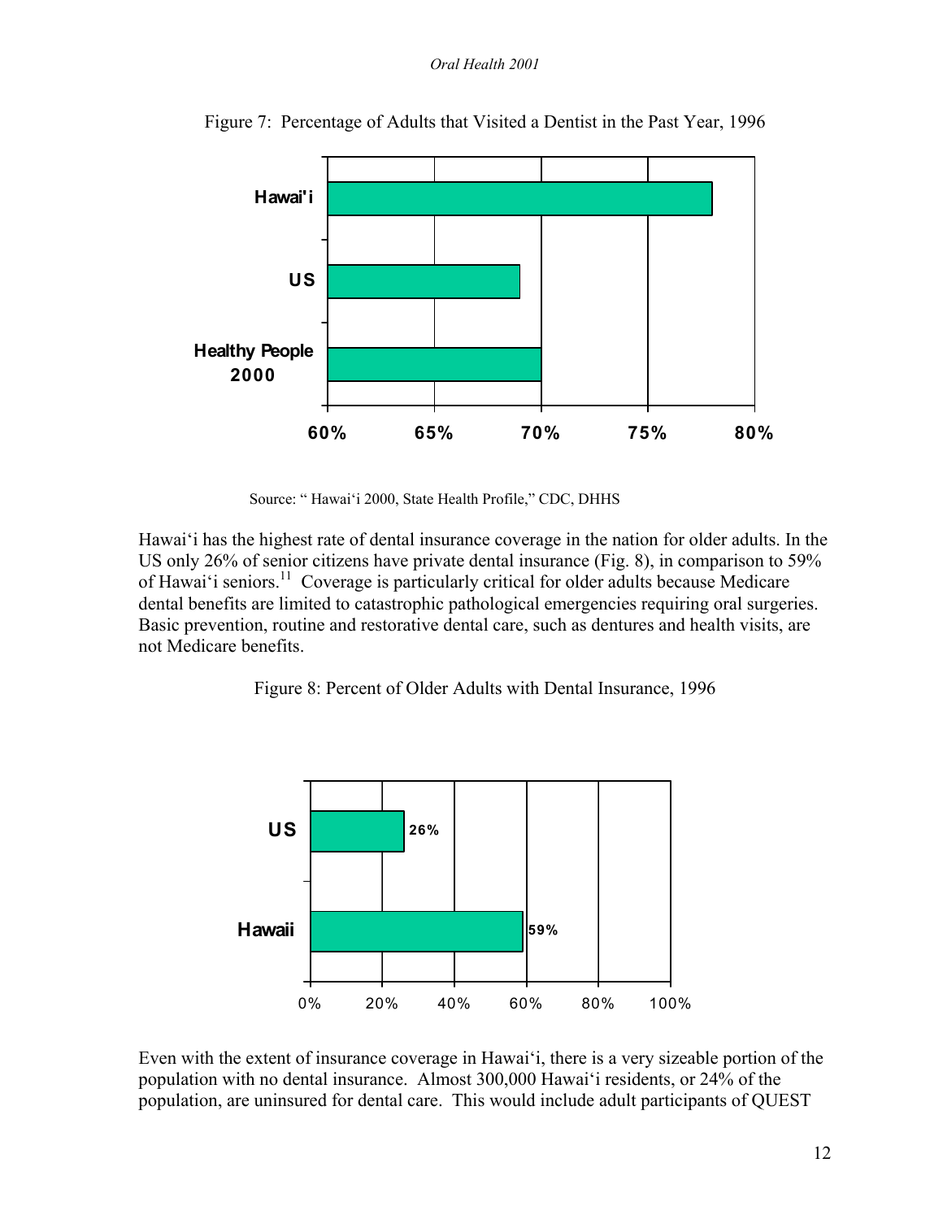Figure 7: Percentage of Adults that Visited a Dentist in the Past Year, 1996

Source: " Hawai'i 2000, State Health Profile," CDC, DHHS

Hawai'i has the highest rate of dental insurance coverage in the nation for older adults. In the US only 26% of senior citizens have private dental insurance (Fig. 8), in comparison to 59% of Hawai'i seniors.[11] Coverage is particularly critical for older adults because Medicare dental benefits are limited to catastrophic pathological emergencies requiring oral surgeries. Basic prevention, routine and restorative dental care, such as dentures and health visits, are not Medicare benefits.

Figure 8: Percent of Older Adults with Dental Insurance, 1996

Even with the extent of insurance coverage in Hawai'i, there is a very sizeable portion of the population with no dental insurance. Almost 300,000 Hawai'i residents, or 24% of the population, are uninsured for dental care. This would include adult participants of QUEST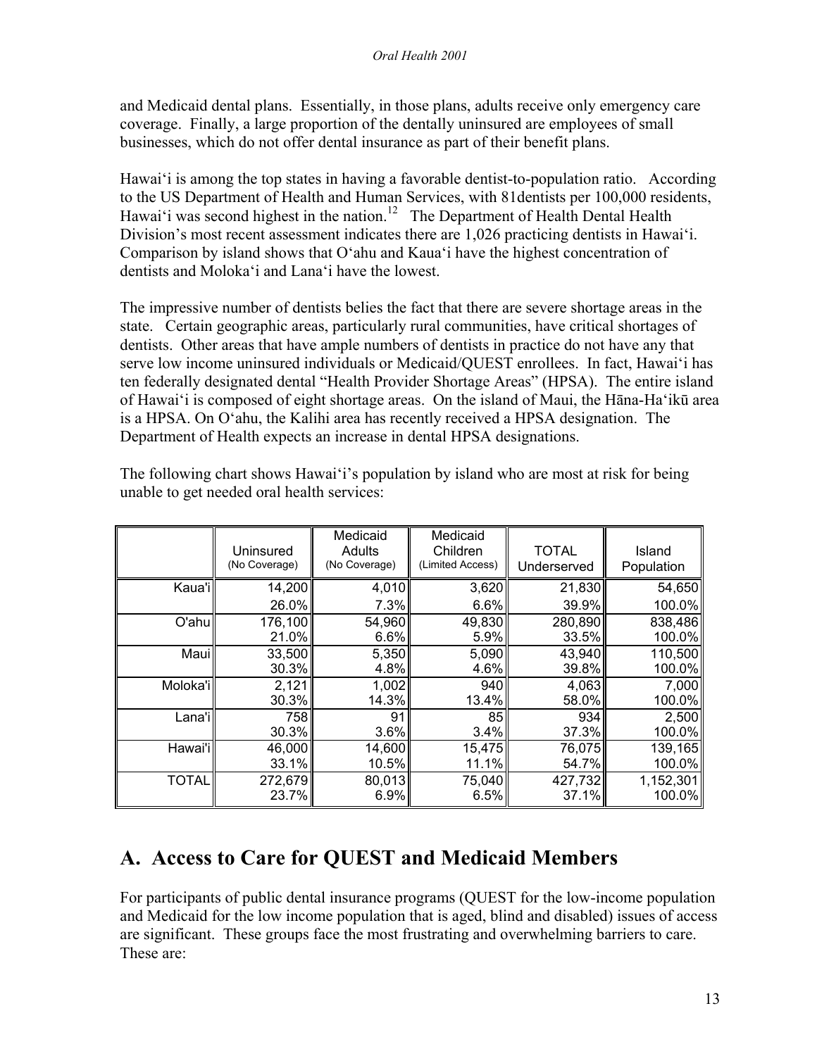and Medicaid dental plans. Essentially, in those plans, adults receive only emergency care coverage. Finally, a large proportion of the dentally uninsured are employees of small businesses, which do not offer dental insurance as part of their benefit plans.

Hawai'i is among the top states in having a favorable dentist-to-population ratio. According to the US Department of Health and Human Services, with 81dentists per 100,000 residents, Hawai'i was second highest in the nation.[12] The Department of Health Dental Health Division's most recent assessment indicates there are 1,026 practicing dentists in Hawai'i. Comparison by island shows that O'ahu and Kaua'i have the highest concentration of dentists and Moloka'i and Lana'i have the lowest.

The impressive number of dentists belies the fact that there are severe shortage areas in the state. Certain geographic areas, particularly rural communities, have critical shortages of dentists. Other areas that have ample numbers of dentists in practice do not have any that serve low income uninsured individuals or Medicaid/QUEST enrollees. In fact, Hawai'i has ten federally designated dental "Health Provider Shortage Areas" (HPSA). The entire island of Hawai'i is composed of eight shortage areas. On the island of Maui, the Hāna-Ha'ikū area is a HPSA. On O'ahu, the Kalihi area has recently received a HPSA designation. The Department of Health expects an increase in dental HPSA designations.

The following chart shows Hawai'i's population by island who are most at risk for being unable to get needed oral health services:

| | Uninsured (No Coverage) | Medicaid Adults (No Coverage) | Medicaid Children (Limited Access) | TOTAL Underserved | Island Population |
|---|---|---|---|---|---|
| Kaua'i | 14,200 | 4,010 | 3,620 | 21,830 | 54,650 |
| | 26.0% | 7.3% | 6.6% | 39.9% | 100.0% |
| O'ahu | 176,100 | 54,960 | 49,830 | 280,890 | 838,486 |
| | 21.0% | 6.6% | 5.9% | 33.5% | 100.0% |
| Maui | 33,500 | 5,350 | 5,090 | 43,940 | 110,500 |
| | 30.3% | 4.8% | 4.6% | 39.8% | 100.0% |
| Moloka'i | 2,121 | 1,002 | 940 | 4,063 | 7,000 |
| | 30.3% | 14.3% | 13.4% | 58.0% | 100.0% |
| Lana'i | 758 | 91 | 85 | 934 | 2,500 |
| | 30.3% | 3.6% | 3.4% | 37.3% | 100.0% |
| Hawai'i | 46,000 | 14,600 | 15,475 | 76,075 | 139,165 |
| | 33.1% | 10.5% | 11.1% | 54.7% | 100.0% |
| TOTAL | 272,679 | 80,013 | 75,040 | 427,732 | 1,152,301 |
| | 23.7% | 6.9% | 6.5% | 37.1% | 100.0% |

## A. Access to Care for QUEST and Medicaid Members

For participants of public dental insurance programs (QUEST for the low-income population and Medicaid for the low income population that is aged, blind and disabled) issues of access are significant. These groups face the most frustrating and overwhelming barriers to care. These are: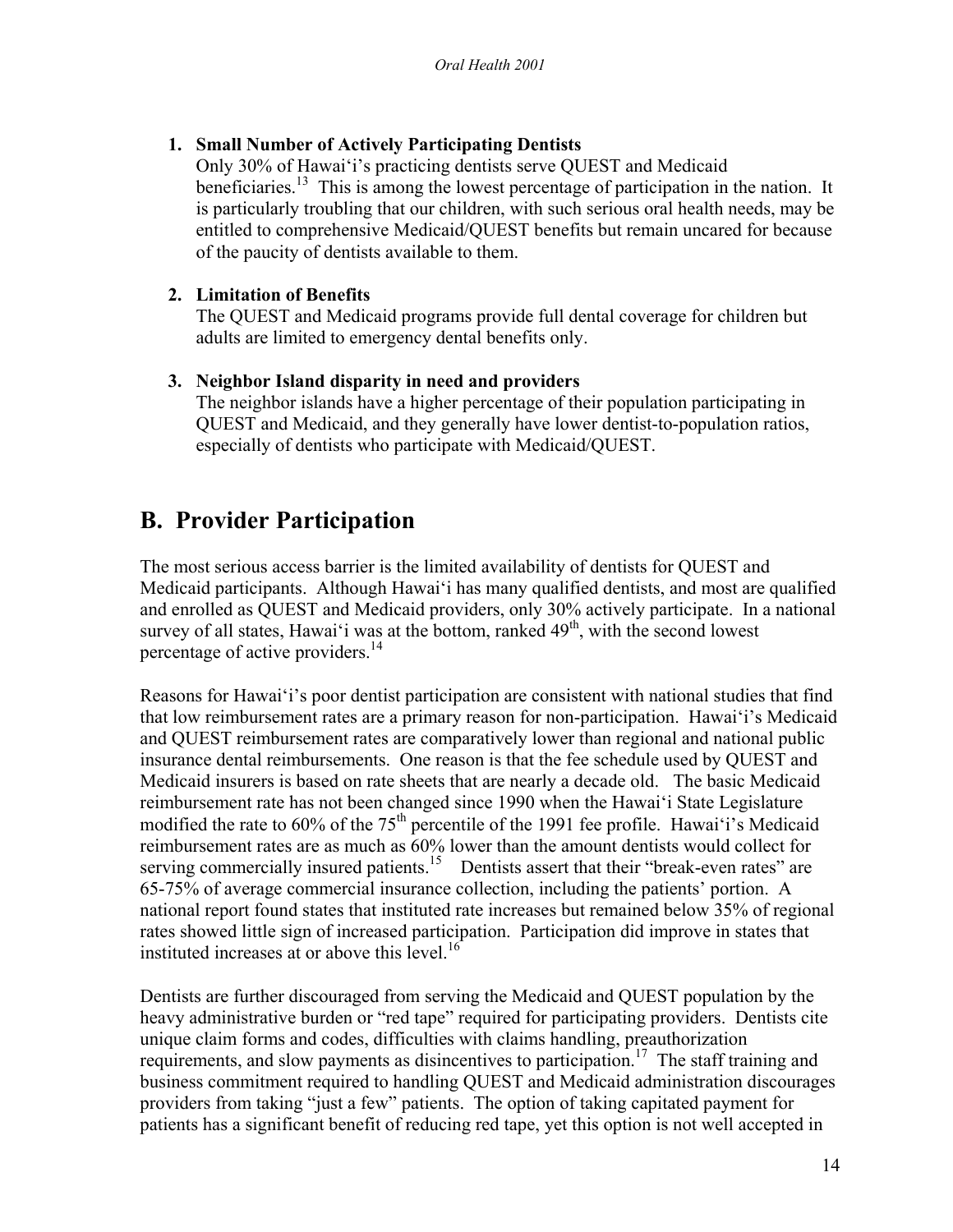1. **Small Number of Actively Participating Dentists**
   Only 30% of Hawai'i's practicing dentists serve QUEST and Medicaid beneficiaries.[13] This is among the lowest percentage of participation in the nation. It is particularly troubling that our children, with such serious oral health needs, may be entitled to comprehensive Medicaid/QUEST benefits but remain uncared for because of the paucity of dentists available to them.

2. **Limitation of Benefits**
   The QUEST and Medicaid programs provide full dental coverage for children but adults are limited to emergency dental benefits only.

3. **Neighbor Island disparity in need and providers**
   The neighbor islands have a higher percentage of their population participating in QUEST and Medicaid, and they generally have lower dentist-to-population ratios, especially of dentists who participate with Medicaid/QUEST.

## B. Provider Participation

The most serious access barrier is the limited availability of dentists for QUEST and Medicaid participants. Although Hawai'i has many qualified dentists, and most are qualified and enrolled as QUEST and Medicaid providers, only 30% actively participate. In a national survey of all states, Hawai'i was at the bottom, ranked 49th, with the second lowest percentage of active providers.[14]

Reasons for Hawai'i's poor dentist participation are consistent with national studies that find that low reimbursement rates are a primary reason for non-participation. Hawai'i's Medicaid and QUEST reimbursement rates are comparatively lower than regional and national public insurance dental reimbursements. One reason is that the fee schedule used by QUEST and Medicaid insurers is based on rate sheets that are nearly a decade old. The basic Medicaid reimbursement rate has not been changed since 1990 when the Hawai'i State Legislature modified the rate to 60% of the 75th percentile of the 1991 fee profile. Hawai'i's Medicaid reimbursement rates are as much as 60% lower than the amount dentists would collect for serving commercially insured patients.[15] Dentists assert that their "break-even rates" are 65-75% of average commercial insurance collection, including the patients' portion. A national report found states that instituted rate increases but remained below 35% of regional rates showed little sign of increased participation. Participation did improve in states that instituted increases at or above this level.[16]

Dentists are further discouraged from serving the Medicaid and QUEST population by the heavy administrative burden or "red tape" required for participating providers. Dentists cite unique claim forms and codes, difficulties with claims handling, preauthorization requirements, and slow payments as disincentives to participation.[17] The staff training and business commitment required to handling QUEST and Medicaid administration discourages providers from taking "just a few" patients. The option of taking capitated payment for patients has a significant benefit of reducing red tape, yet this option is not well accepted in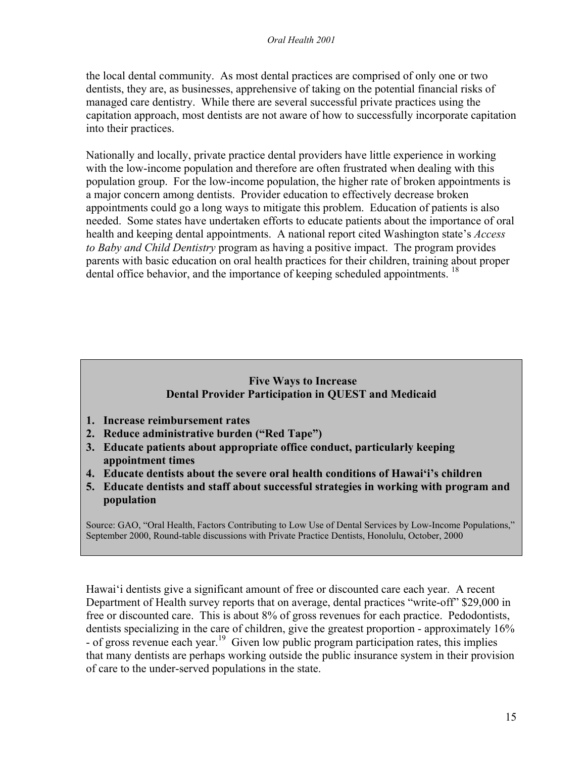the local dental community. As most dental practices are comprised of only one or two dentists, they are, as businesses, apprehensive of taking on the potential financial risks of managed care dentistry. While there are several successful private practices using the capitation approach, most dentists are not aware of how to successfully incorporate capitation into their practices.

Nationally and locally, private practice dental providers have little experience in working with the low-income population and therefore are often frustrated when dealing with this population group. For the low-income population, the higher rate of broken appointments is a major concern among dentists. Provider education to effectively decrease broken appointments could go a long ways to mitigate this problem. Education of patients is also needed. Some states have undertaken efforts to educate patients about the importance of oral health and keeping dental appointments. A national report cited Washington state's *Access to Baby and Child Dentistry* program as having a positive impact. The program provides parents with basic education on oral health practices for their children, training about proper dental office behavior, and the importance of keeping scheduled appointments. [18]

**Five Ways to Increase**
**Dental Provider Participation in QUEST and Medicaid**

1. **Increase reimbursement rates**
2. **Reduce administrative burden ("Red Tape")**
3. **Educate patients about appropriate office conduct, particularly keeping appointment times**
4. **Educate dentists about the severe oral health conditions of Hawai'i's children**
5. **Educate dentists and staff about successful strategies in working with program and population**

Source: GAO, "Oral Health, Factors Contributing to Low Use of Dental Services by Low-Income Populations," September 2000, Round-table discussions with Private Practice Dentists, Honolulu, October, 2000

Hawai'i dentists give a significant amount of free or discounted care each year. A recent Department of Health survey reports that on average, dental practices "write-off" $29,000 in free or discounted care. This is about 8% of gross revenues for each practice. Pedodontists, dentists specializing in the care of children, give the greatest proportion - approximately 16% - of gross revenue each year.[19] Given low public program participation rates, this implies that many dentists are perhaps working outside the public insurance system in their provision of care to the under-served populations in the state.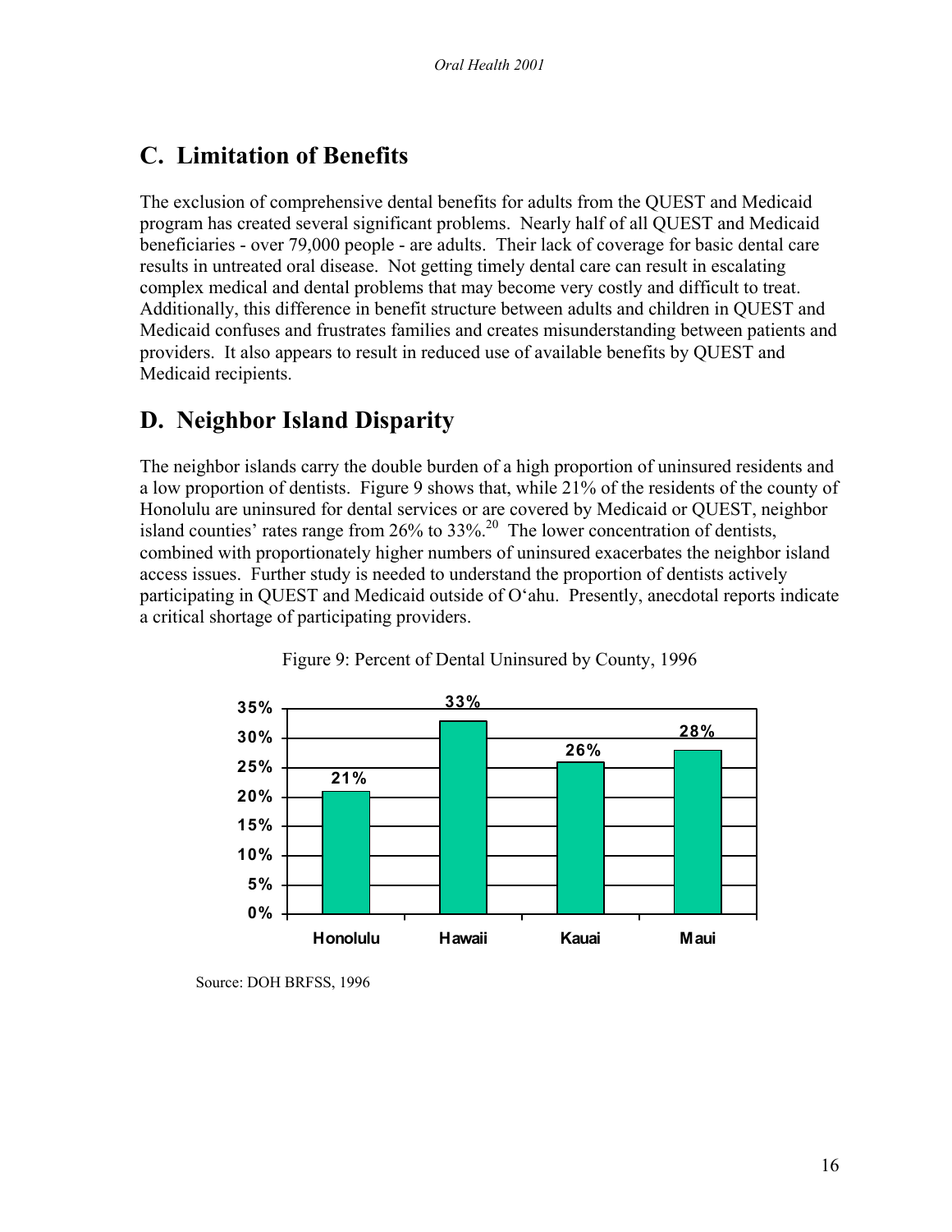## C. Limitation of Benefits

The exclusion of comprehensive dental benefits for adults from the QUEST and Medicaid program has created several significant problems. Nearly half of all QUEST and Medicaid beneficiaries - over 79,000 people - are adults. Their lack of coverage for basic dental care results in untreated oral disease. Not getting timely dental care can result in escalating complex medical and dental problems that may become very costly and difficult to treat. Additionally, this difference in benefit structure between adults and children in QUEST and Medicaid confuses and frustrates families and creates misunderstanding between patients and providers. It also appears to result in reduced use of available benefits by QUEST and Medicaid recipients.

## D. Neighbor Island Disparity

The neighbor islands carry the double burden of a high proportion of uninsured residents and a low proportion of dentists. Figure 9 shows that, while 21% of the residents of the county of Honolulu are uninsured for dental services or are covered by Medicaid or QUEST, neighbor island counties' rates range from 26% to 33%.[20] The lower concentration of dentists, combined with proportionately higher numbers of uninsured exacerbates the neighbor island access issues. Further study is needed to understand the proportion of dentists actively participating in QUEST and Medicaid outside of O'ahu. Presently, anecdotal reports indicate a critical shortage of participating providers.

Figure 9: Percent of Dental Uninsured by County, 1996

| County | Percent |
|---|---|
| Honolulu | 21% |
| Hawaii | 33% |
| Kauai | 26% |
| Maui | 28% |

Source: DOH BRFSS, 1996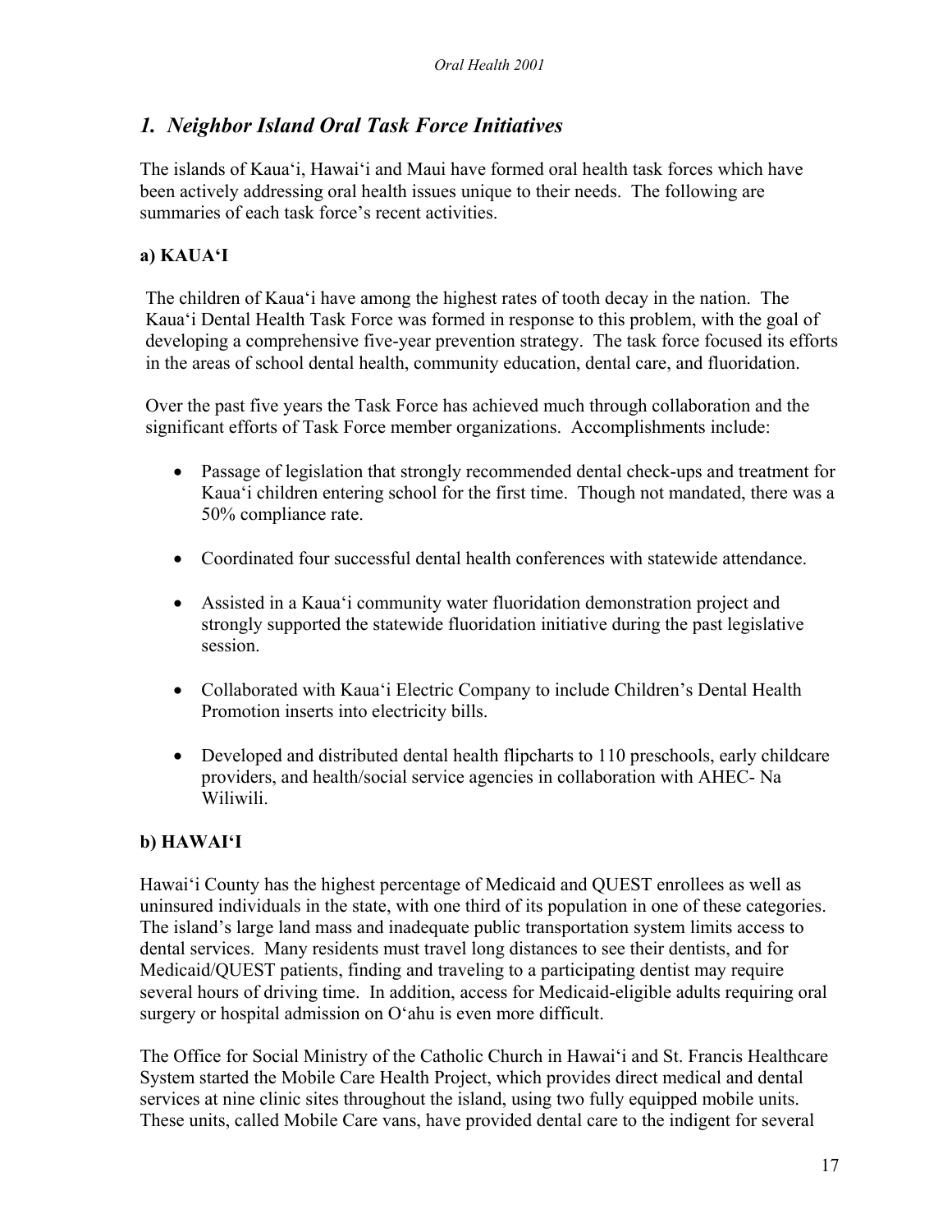## *1. Neighbor Island Oral Task Force Initiatives*

The islands of Kaua'i, Hawai'i and Maui have formed oral health task forces which have been actively addressing oral health issues unique to their needs. The following are summaries of each task force's recent activities.

### a) KAUA'I

The children of Kaua'i have among the highest rates of tooth decay in the nation. The Kaua'i Dental Health Task Force was formed in response to this problem, with the goal of developing a comprehensive five-year prevention strategy. The task force focused its efforts in the areas of school dental health, community education, dental care, and fluoridation.

Over the past five years the Task Force has achieved much through collaboration and the significant efforts of Task Force member organizations. Accomplishments include:

- Passage of legislation that strongly recommended dental check-ups and treatment for Kaua'i children entering school for the first time. Though not mandated, there was a 50% compliance rate.
- Coordinated four successful dental health conferences with statewide attendance.
- Assisted in a Kaua'i community water fluoridation demonstration project and strongly supported the statewide fluoridation initiative during the past legislative session.
- Collaborated with Kaua'i Electric Company to include Children's Dental Health Promotion inserts into electricity bills.
- Developed and distributed dental health flipcharts to 110 preschools, early childcare providers, and health/social service agencies in collaboration with AHEC- Na Wiliwili.

### b) HAWAI'I

Hawai'i County has the highest percentage of Medicaid and QUEST enrollees as well as uninsured individuals in the state, with one third of its population in one of these categories. The island's large land mass and inadequate public transportation system limits access to dental services. Many residents must travel long distances to see their dentists, and for Medicaid/QUEST patients, finding and traveling to a participating dentist may require several hours of driving time. In addition, access for Medicaid-eligible adults requiring oral surgery or hospital admission on O'ahu is even more difficult.

The Office for Social Ministry of the Catholic Church in Hawai'i and St. Francis Healthcare System started the Mobile Care Health Project, which provides direct medical and dental services at nine clinic sites throughout the island, using two fully equipped mobile units. These units, called Mobile Care vans, have provided dental care to the indigent for several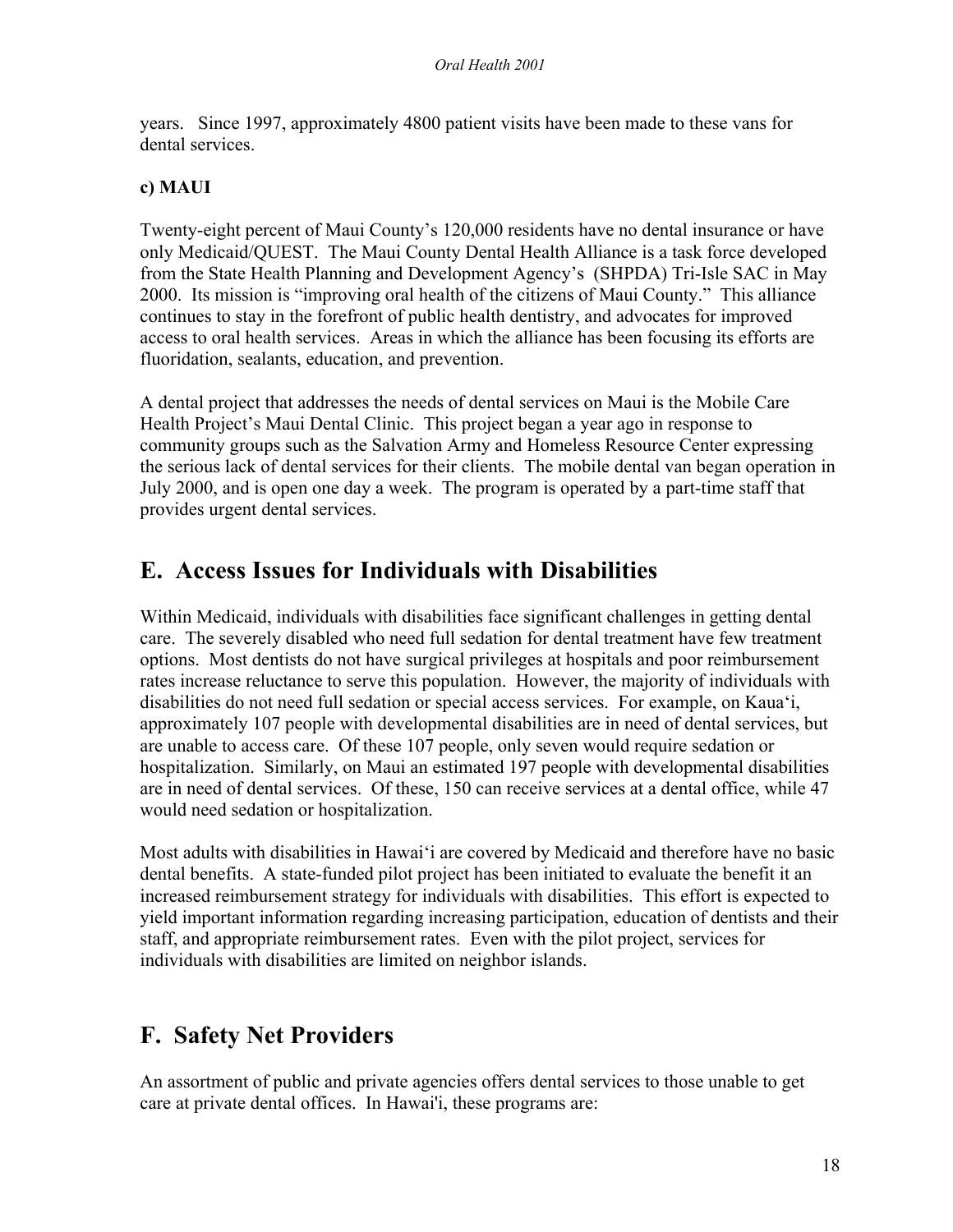years. Since 1997, approximately 4800 patient visits have been made to these vans for dental services.

**c) MAUI**

Twenty-eight percent of Maui County's 120,000 residents have no dental insurance or have only Medicaid/QUEST. The Maui County Dental Health Alliance is a task force developed from the State Health Planning and Development Agency's (SHPDA) Tri-Isle SAC in May 2000. Its mission is "improving oral health of the citizens of Maui County." This alliance continues to stay in the forefront of public health dentistry, and advocates for improved access to oral health services. Areas in which the alliance has been focusing its efforts are fluoridation, sealants, education, and prevention.

A dental project that addresses the needs of dental services on Maui is the Mobile Care Health Project's Maui Dental Clinic. This project began a year ago in response to community groups such as the Salvation Army and Homeless Resource Center expressing the serious lack of dental services for their clients. The mobile dental van began operation in July 2000, and is open one day a week. The program is operated by a part-time staff that provides urgent dental services.

## E. Access Issues for Individuals with Disabilities

Within Medicaid, individuals with disabilities face significant challenges in getting dental care. The severely disabled who need full sedation for dental treatment have few treatment options. Most dentists do not have surgical privileges at hospitals and poor reimbursement rates increase reluctance to serve this population. However, the majority of individuals with disabilities do not need full sedation or special access services. For example, on Kaua'i, approximately 107 people with developmental disabilities are in need of dental services, but are unable to access care. Of these 107 people, only seven would require sedation or hospitalization. Similarly, on Maui an estimated 197 people with developmental disabilities are in need of dental services. Of these, 150 can receive services at a dental office, while 47 would need sedation or hospitalization.

Most adults with disabilities in Hawai'i are covered by Medicaid and therefore have no basic dental benefits. A state-funded pilot project has been initiated to evaluate the benefit it an increased reimbursement strategy for individuals with disabilities. This effort is expected to yield important information regarding increasing participation, education of dentists and their staff, and appropriate reimbursement rates. Even with the pilot project, services for individuals with disabilities are limited on neighbor islands.

## F. Safety Net Providers

An assortment of public and private agencies offers dental services to those unable to get care at private dental offices. In Hawai'i, these programs are: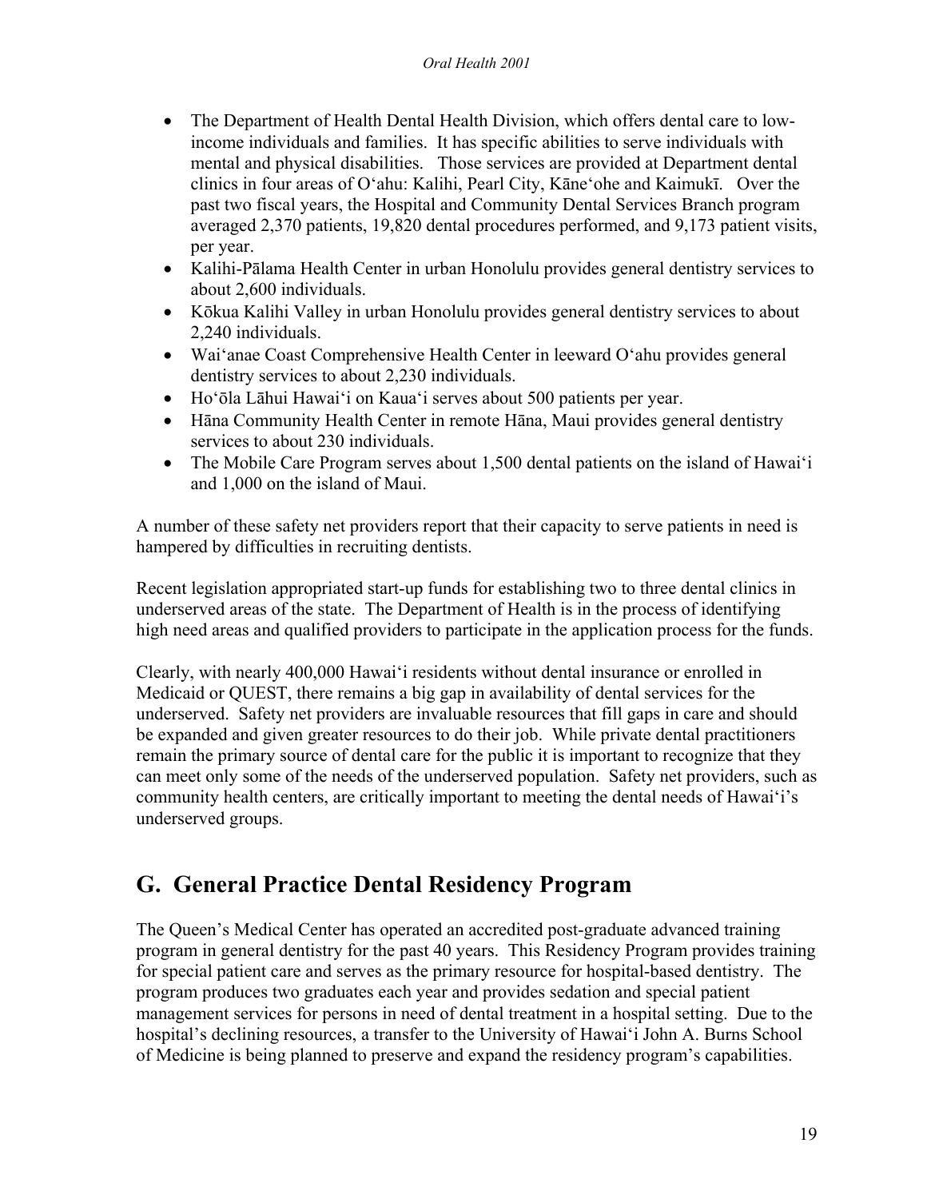- The Department of Health Dental Health Division, which offers dental care to low-income individuals and families. It has specific abilities to serve individuals with mental and physical disabilities. Those services are provided at Department dental clinics in four areas of O‘ahu: Kalihi, Pearl City, Kāne‘ohe and Kaimukī. Over the past two fiscal years, the Hospital and Community Dental Services Branch program averaged 2,370 patients, 19,820 dental procedures performed, and 9,173 patient visits, per year.
- Kalihi-Pālama Health Center in urban Honolulu provides general dentistry services to about 2,600 individuals.
- Kōkua Kalihi Valley in urban Honolulu provides general dentistry services to about 2,240 individuals.
- Wai‘anae Coast Comprehensive Health Center in leeward O‘ahu provides general dentistry services to about 2,230 individuals.
- Ho‘ōla Lāhui Hawai‘i on Kaua‘i serves about 500 patients per year.
- Hāna Community Health Center in remote Hāna, Maui provides general dentistry services to about 230 individuals.
- The Mobile Care Program serves about 1,500 dental patients on the island of Hawai‘i and 1,000 on the island of Maui.

A number of these safety net providers report that their capacity to serve patients in need is hampered by difficulties in recruiting dentists.

Recent legislation appropriated start-up funds for establishing two to three dental clinics in underserved areas of the state. The Department of Health is in the process of identifying high need areas and qualified providers to participate in the application process for the funds.

Clearly, with nearly 400,000 Hawai‘i residents without dental insurance or enrolled in Medicaid or QUEST, there remains a big gap in availability of dental services for the underserved. Safety net providers are invaluable resources that fill gaps in care and should be expanded and given greater resources to do their job. While private dental practitioners remain the primary source of dental care for the public it is important to recognize that they can meet only some of the needs of the underserved population. Safety net providers, such as community health centers, are critically important to meeting the dental needs of Hawai‘i's underserved groups.

## G. General Practice Dental Residency Program

The Queen's Medical Center has operated an accredited post-graduate advanced training program in general dentistry for the past 40 years. This Residency Program provides training for special patient care and serves as the primary resource for hospital-based dentistry. The program produces two graduates each year and provides sedation and special patient management services for persons in need of dental treatment in a hospital setting. Due to the hospital's declining resources, a transfer to the University of Hawai‘i John A. Burns School of Medicine is being planned to preserve and expand the residency program's capabilities.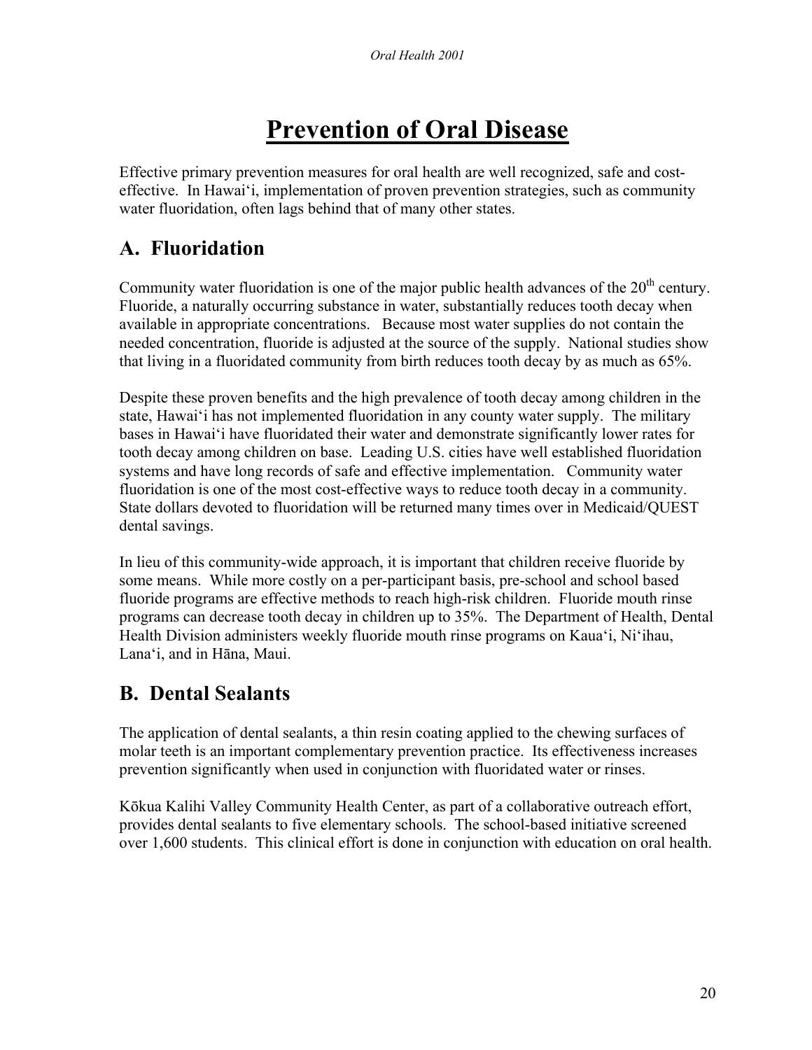# Prevention of Oral Disease

Effective primary prevention measures for oral health are well recognized, safe and cost-effective. In Hawaiʻi, implementation of proven prevention strategies, such as community water fluoridation, often lags behind that of many other states.

## A. Fluoridation

Community water fluoridation is one of the major public health advances of the 20th century. Fluoride, a naturally occurring substance in water, substantially reduces tooth decay when available in appropriate concentrations. Because most water supplies do not contain the needed concentration, fluoride is adjusted at the source of the supply. National studies show that living in a fluoridated community from birth reduces tooth decay by as much as 65%.

Despite these proven benefits and the high prevalence of tooth decay among children in the state, Hawaiʻi has not implemented fluoridation in any county water supply. The military bases in Hawaiʻi have fluoridated their water and demonstrate significantly lower rates for tooth decay among children on base. Leading U.S. cities have well established fluoridation systems and have long records of safe and effective implementation. Community water fluoridation is one of the most cost-effective ways to reduce tooth decay in a community. State dollars devoted to fluoridation will be returned many times over in Medicaid/QUEST dental savings.

In lieu of this community-wide approach, it is important that children receive fluoride by some means. While more costly on a per-participant basis, pre-school and school based fluoride programs are effective methods to reach high-risk children. Fluoride mouth rinse programs can decrease tooth decay in children up to 35%. The Department of Health, Dental Health Division administers weekly fluoride mouth rinse programs on Kauaʻi, Niʻihau, Lanaʻi, and in Hāna, Maui.

## B. Dental Sealants

The application of dental sealants, a thin resin coating applied to the chewing surfaces of molar teeth is an important complementary prevention practice. Its effectiveness increases prevention significantly when used in conjunction with fluoridated water or rinses.

Kōkua Kalihi Valley Community Health Center, as part of a collaborative outreach effort, provides dental sealants to five elementary schools. The school-based initiative screened over 1,600 students. This clinical effort is done in conjunction with education on oral health.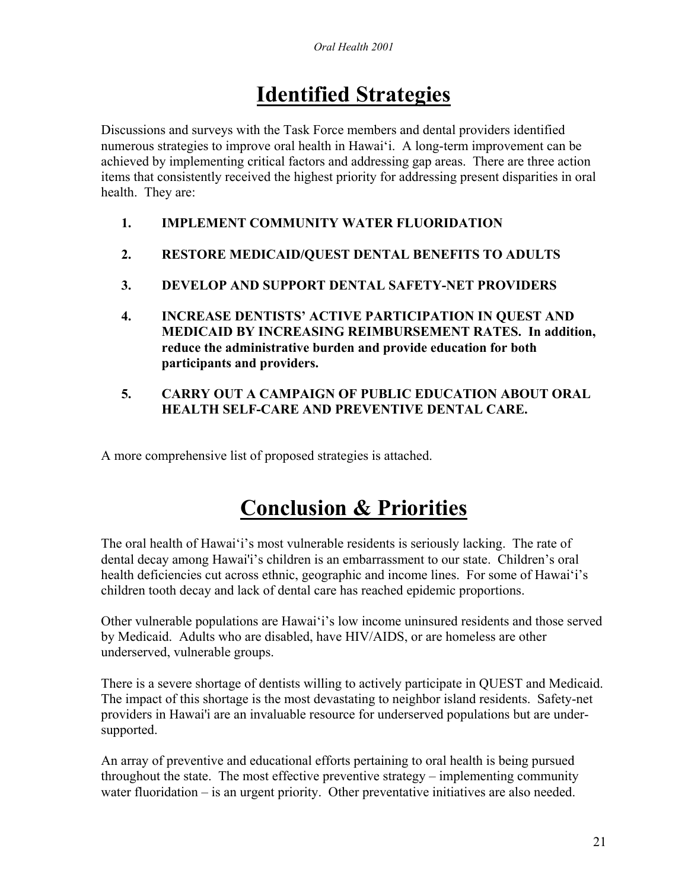# Identified Strategies

Discussions and surveys with the Task Force members and dental providers identified numerous strategies to improve oral health in Hawaiʻi. A long-term improvement can be achieved by implementing critical factors and addressing gap areas. There are three action items that consistently received the highest priority for addressing present disparities in oral health. They are:

1. **IMPLEMENT COMMUNITY WATER FLUORIDATION**
2. **RESTORE MEDICAID/QUEST DENTAL BENEFITS TO ADULTS**
3. **DEVELOP AND SUPPORT DENTAL SAFETY-NET PROVIDERS**
4. **INCREASE DENTISTS' ACTIVE PARTICIPATION IN QUEST AND MEDICAID BY INCREASING REIMBURSEMENT RATES. In addition, reduce the administrative burden and provide education for both participants and providers.**
5. **CARRY OUT A CAMPAIGN OF PUBLIC EDUCATION ABOUT ORAL HEALTH SELF-CARE AND PREVENTIVE DENTAL CARE.**

A more comprehensive list of proposed strategies is attached.

# Conclusion & Priorities

The oral health of Hawaiʻi's most vulnerable residents is seriously lacking. The rate of dental decay among Hawai'i's children is an embarrassment to our state. Children's oral health deficiencies cut across ethnic, geographic and income lines. For some of Hawaiʻi's children tooth decay and lack of dental care has reached epidemic proportions.

Other vulnerable populations are Hawaiʻi's low income uninsured residents and those served by Medicaid. Adults who are disabled, have HIV/AIDS, or are homeless are other underserved, vulnerable groups.

There is a severe shortage of dentists willing to actively participate in QUEST and Medicaid. The impact of this shortage is the most devastating to neighbor island residents. Safety-net providers in Hawai'i are an invaluable resource for underserved populations but are under-supported.

An array of preventive and educational efforts pertaining to oral health is being pursued throughout the state. The most effective preventive strategy – implementing community water fluoridation – is an urgent priority. Other preventative initiatives are also needed.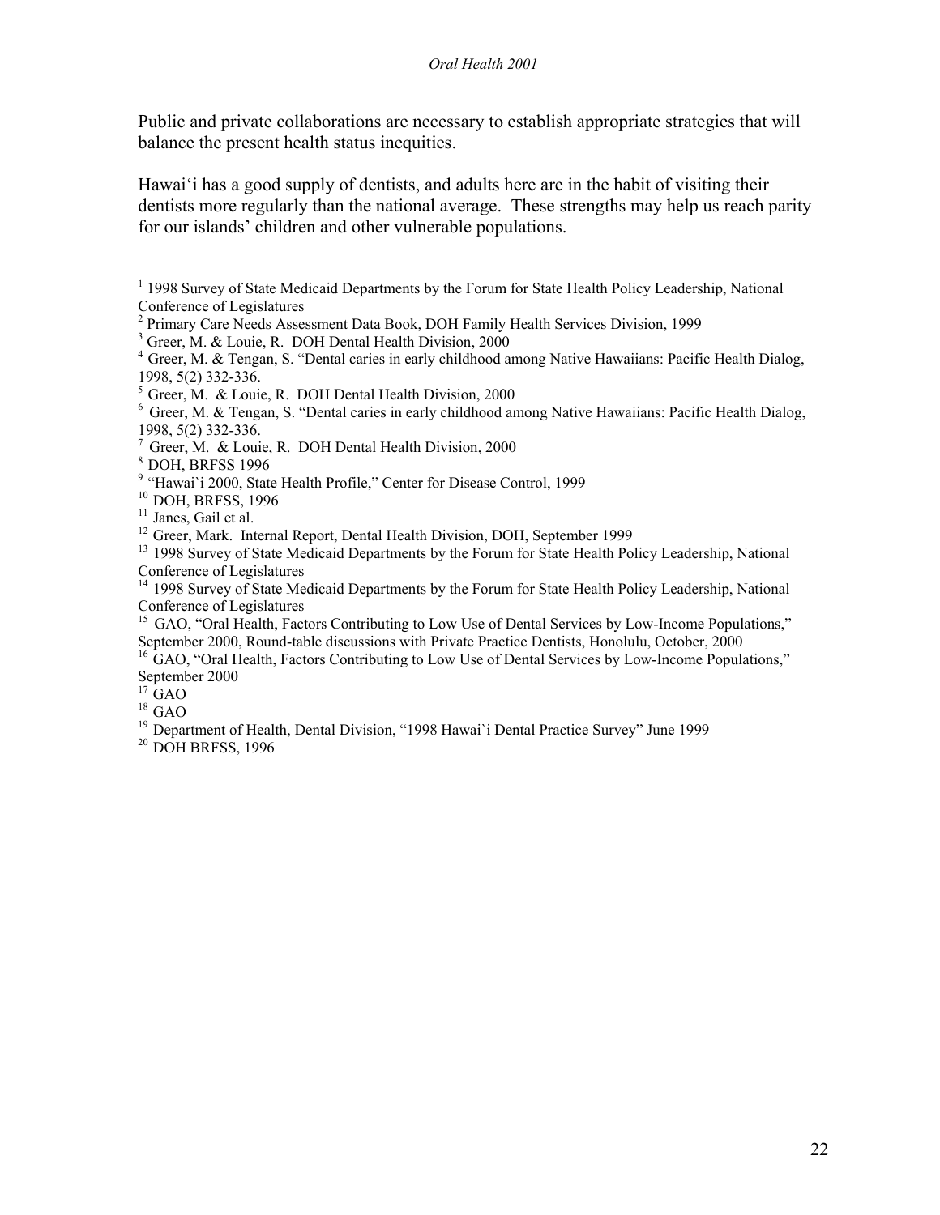Public and private collaborations are necessary to establish appropriate strategies that will balance the present health status inequities.

Hawai‘i has a good supply of dentists, and adults here are in the habit of visiting their dentists more regularly than the national average. These strengths may help us reach parity for our islands' children and other vulnerable populations.

---

[1] 1998 Survey of State Medicaid Departments by the Forum for State Health Policy Leadership, National Conference of Legislatures

[2] Primary Care Needs Assessment Data Book, DOH Family Health Services Division, 1999

[3] Greer, M. & Louie, R. DOH Dental Health Division, 2000

[4] Greer, M. & Tengan, S. "Dental caries in early childhood among Native Hawaiians: Pacific Health Dialog, 1998, 5(2) 332-336.

[5] Greer, M. & Louie, R. DOH Dental Health Division, 2000

[6] Greer, M. & Tengan, S. "Dental caries in early childhood among Native Hawaiians: Pacific Health Dialog, 1998, 5(2) 332-336.

[7] Greer, M. & Louie, R. DOH Dental Health Division, 2000

[8] DOH, BRFSS 1996

[9] "Hawai`i 2000, State Health Profile," Center for Disease Control, 1999

[10] DOH, BRFSS, 1996

[11] Janes, Gail et al.

[12] Greer, Mark. Internal Report, Dental Health Division, DOH, September 1999

[13] 1998 Survey of State Medicaid Departments by the Forum for State Health Policy Leadership, National Conference of Legislatures

[14] 1998 Survey of State Medicaid Departments by the Forum for State Health Policy Leadership, National Conference of Legislatures

[15] GAO, "Oral Health, Factors Contributing to Low Use of Dental Services by Low-Income Populations," September 2000, Round-table discussions with Private Practice Dentists, Honolulu, October, 2000

[16] GAO, "Oral Health, Factors Contributing to Low Use of Dental Services by Low-Income Populations," September 2000

[17] GAO

[18] GAO

[19] Department of Health, Dental Division, "1998 Hawai`i Dental Practice Survey" June 1999

[20] DOH BRFSS, 1996